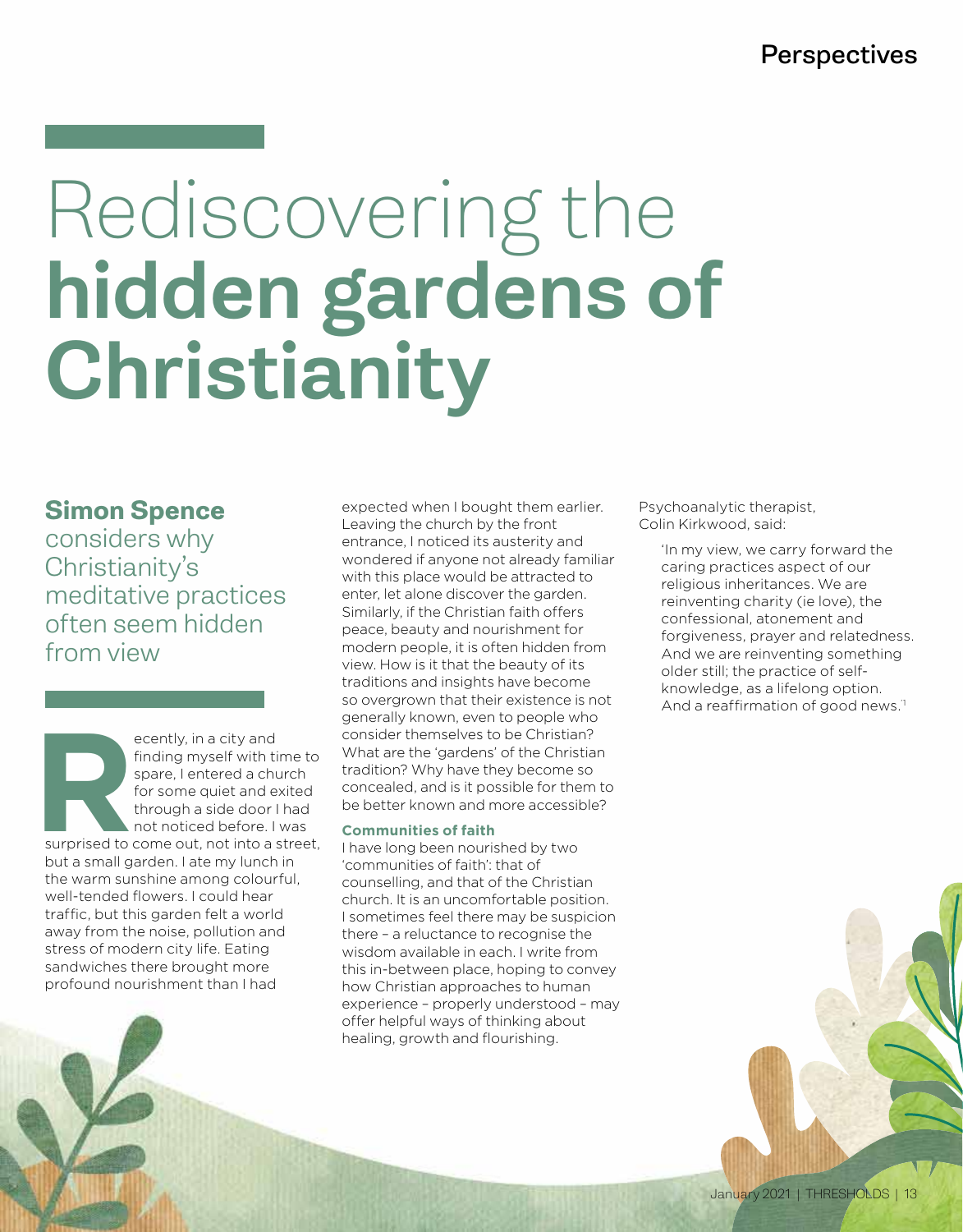# Rediscovering the **hidden gardens of Christianity**

## Simon Spence

considers why Christianity's meditative practices often seem hidden from view

Recently, in a city and finding myself with time to spare, I entered a church for some quiet and exited through a side door I had not noticed before. I was surprised to come out, not into a street, but a small garden. I ate my lunch in the warm sunshine among colourful, well-tended flowers. I could hear traffic, but this garden felt a world away from the noise, pollution and stress of modern city life. Eating sandwiches there brought more profound nourishment than I had expected when I bought them earlier. Leaving the church by the front entrance, I noticed its austerity and wondered if anyone not already familiar with this place would be attracted to enter, let alone discover the garden. Similarly, if the Christian faith offers peace, beauty and nourishment for modern people, it is often hidden from view. How is it that the beauty of its traditions and insights have become so overgrown that their existence is not generally known, even to people who consider themselves to be Christian? What are the 'gardens' of the Christian tradition? Why have they become so concealed, and is it possible for them to be better known and more accessible?

### Communities of faith

I have long been nourished by two 'communities of faith': that of counselling, and that of the Christian church. It is an uncomfortable position. I sometimes feel there may be suspicion there – a reluctance to recognise the wisdom available in each. I write from this in-between place, hoping to convey how Christian approaches to human experience – properly understood – may offer helpful ways of thinking about healing, growth and flourishing.

Psychoanalytic therapist, Colin Kirkwood, said:

> 'In my view, we carry forward the caring practices aspect of our religious inheritances. We are reinventing charity (ie love), the confessional, atonement and forgiveness, prayer and relatedness. And we are reinventing something older still; the practice of self-knowledge, as a lifelong option. And a reaffirmation of good news.'[1]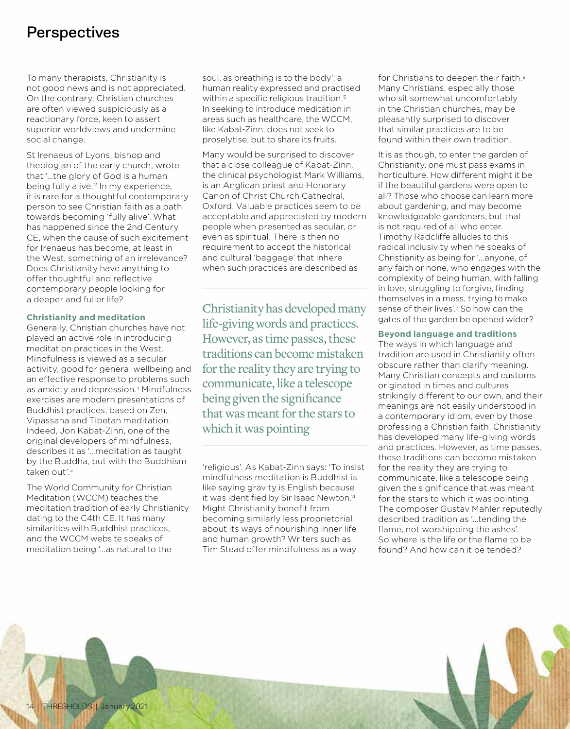To many therapists, Christianity is not good news and is not appreciated. On the contrary, Christian churches are often viewed suspiciously as a reactionary force, keen to assert superior worldviews and undermine social change.

St Irenaeus of Lyons, bishop and theologian of the early church, wrote that '…the glory of God is a human being fully alive.'[2] In my experience, it is rare for a thoughtful contemporary person to see Christian faith as a path towards becoming 'fully alive'. What has happened since the 2nd Century CE, when the cause of such excitement for Irenaeus has become, at least in the West, something of an irrelevance? Does Christianity have anything to offer thoughtful and reflective contemporary people looking for a deeper and fuller life?

**Christianity and meditation**

Generally, Christian churches have not played an active role in introducing meditation practices in the West. Mindfulness is viewed as a secular activity, good for general wellbeing and an effective response to problems such as anxiety and depression.[3] Mindfulness exercises are modern presentations of Buddhist practices, based on Zen, Vipassana and Tibetan meditation. Indeed, Jon Kabat-Zinn, one of the original developers of mindfulness, describes it as '…meditation as taught by the Buddha, but with the Buddhism taken out'.[4]

The World Community for Christian Meditation (WCCM) teaches the meditation tradition of early Christianity dating to the C4th CE. It has many similarities with Buddhist practices, and the WCCM website speaks of meditation being '…as natural to the soul, as breathing is to the body'; a human reality expressed and practised within a specific religious tradition.[5] In seeking to introduce meditation in areas such as healthcare, the WCCM, like Kabat-Zinn, does not seek to proselytise, but to share its fruits.

Many would be surprised to discover that a close colleague of Kabat-Zinn, the clinical psychologist Mark Williams, is an Anglican priest and Honorary Canon of Christ Church Cathedral, Oxford. Valuable practices seem to be acceptable and appreciated by modern people when presented as secular, or even as spiritual. There is then no requirement to accept the historical and cultural 'baggage' that inhere when such practices are described as 'religious'. As Kabat-Zinn says: 'To insist mindfulness meditation is Buddhist is like saying gravity is English because it was identified by Sir Isaac Newton.'[4] Might Christianity benefit from becoming similarly less proprietorial about its ways of nourishing inner life and human growth? Writers such as Tim Stead offer mindfulness as a way for Christians to deepen their faith.[6] Many Christians, especially those who sit somewhat uncomfortably in the Christian churches, may be pleasantly surprised to discover that similar practices are to be found within their own tradition.

> Christianity has developed many life-giving words and practices. However, as time passes, these traditions can become mistaken for the reality they are trying to communicate, like a telescope being given the significance that was meant for the stars to which it was pointing

It is as though, to enter the garden of Christianity, one must pass exams in horticulture. How different might it be if the beautiful gardens were open to all? Those who choose can learn more about gardening, and may become knowledgeable gardeners, but that is not required of all who enter. Timothy Radcliffe alludes to this radical inclusivity when he speaks of Christianity as being for '…anyone, of any faith or none, who engages with the complexity of being human, with falling in love, struggling to forgive, finding themselves in a mess, trying to make sense of their lives'.[7] So how can the gates of the garden be opened wider?

**Beyond language and traditions**

The ways in which language and tradition are used in Christianity often obscure rather than clarify meaning. Many Christian concepts and customs originated in times and cultures strikingly different to our own, and their meanings are not easily understood in a contemporary idiom, even by those professing a Christian faith. Christianity has developed many life-giving words and practices. However, as time passes, these traditions can become mistaken for the reality they are trying to communicate, like a telescope being given the significance that was meant for the stars to which it was pointing. The composer Gustav Mahler reputedly described tradition as '…tending the flame, not worshipping the ashes'. So where is the life or the flame to be found? And how can it be tended?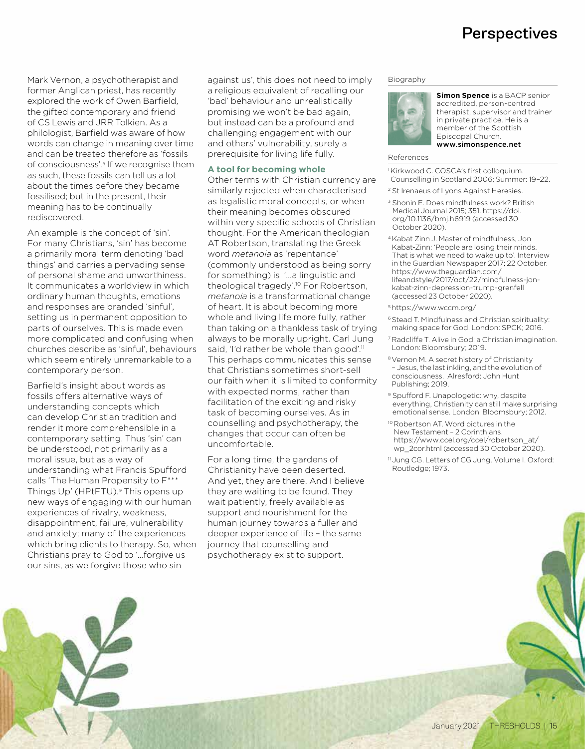Mark Vernon, a psychotherapist and former Anglican priest, has recently explored the work of Owen Barfield, the gifted contemporary and friend of CS Lewis and JRR Tolkien. As a philologist, Barfield was aware of how words can change in meaning over time and can be treated therefore as 'fossils of consciousness'.[8] If we recognise them as such, these fossils can tell us a lot about the times before they became fossilised; but in the present, their meaning has to be continually rediscovered.

An example is the concept of 'sin'. For many Christians, 'sin' has become a primarily moral term denoting 'bad things' and carries a pervading sense of personal shame and unworthiness. It communicates a worldview in which ordinary human thoughts, emotions and responses are branded 'sinful', setting us in permanent opposition to parts of ourselves. This is made even more complicated and confusing when churches describe as 'sinful', behaviours which seem entirely unremarkable to a contemporary person.

Barfield's insight about words as fossils offers alternative ways of understanding concepts which can develop Christian tradition and render it more comprehensible in a contemporary setting. Thus 'sin' can be understood, not primarily as a moral issue, but as a way of understanding what Francis Spufford calls 'The Human Propensity to F*** Things Up' (HPtFTU).[9] This opens up new ways of engaging with our human experiences of rivalry, weakness, disappointment, failure, vulnerability and anxiety; many of the experiences which bring clients to therapy. So, when Christians pray to God to '…forgive us our sins, as we forgive those who sin against us', this does not need to imply a religious equivalent of recalling our 'bad' behaviour and unrealistically promising we won't be bad again, but instead can be a profound and challenging engagement with our and others' vulnerability, surely a prerequisite for living life fully.

### A tool for becoming whole

Other terms with Christian currency are similarly rejected when characterised as legalistic moral concepts, or when their meaning becomes obscured within very specific schools of Christian thought. For the American theologian AT Robertson, translating the Greek word *metanoia* as 'repentance' (commonly understood as being sorry for something) is '…a linguistic and theological tragedy'.[10] For Robertson, *metanoia* is a transformational change of heart. It is about becoming more whole and living life more fully, rather than taking on a thankless task of trying always to be morally upright. Carl Jung said, 'I'd rather be whole than good'.[11] This perhaps communicates this sense that Christians sometimes short-sell our faith when it is limited to conformity with expected norms, rather than facilitation of the exciting and risky task of becoming ourselves. As in counselling and psychotherapy, the changes that occur can often be uncomfortable.

For a long time, the gardens of Christianity have been deserted. And yet, they are there. And I believe they are waiting to be found. They wait patiently, freely available as support and nourishment for the human journey towards a fuller and deeper experience of life – the same journey that counselling and psychotherapy exist to support.

#### Biography

**Simon Spence** is a BACP senior accredited, person-centred therapist, supervisor and trainer in private practice. He is a member of the Scottish Episcopal Church.
**www.simonspence.net**

#### References

1. Kirkwood C. COSCA's first colloquium. Counselling in Scotland 2006; Summer: 19–22.
2. St Irenaeus of Lyons Against Heresies.
3. Shonin E. Does mindfulness work? British Medical Journal 2015; 351. https://doi.org/10.1136/bmj.h6919 (accessed 30 October 2020).
4. Kabat Zinn J. Master of mindfulness, Jon Kabat-Zinn: 'People are losing their minds. That is what we need to wake up to'. Interview in the Guardian Newspaper 2017; 22 October. https://www.theguardian.com/lifeandstyle/2017/oct/22/mindfulness-jon-kabat-zinn-depression-trump-grenfell (accessed 23 October 2020).
5. https://www.wccm.org/
6. Stead T. Mindfulness and Christian spirituality: making space for God. London: SPCK; 2016.
7. Radcliffe T. Alive in God: a Christian imagination. London: Bloomsbury; 2019.
8. Vernon M. A secret history of Christianity – Jesus, the last inkling, and the evolution of consciousness. Alresford: John Hunt Publishing; 2019.
9. Spufford F. Unapologetic: why, despite everything, Christianity can still make surprising emotional sense. London: Bloomsbury; 2012.
10. Robertson AT. Word pictures in the New Testament – 2 Corinthians. https://www.ccel.org/ccel/robertson_at/wp_2cor.html (accessed 30 October 2020).
11. Jung CG. Letters of CG Jung. Volume I. Oxford: Routledge; 1973.